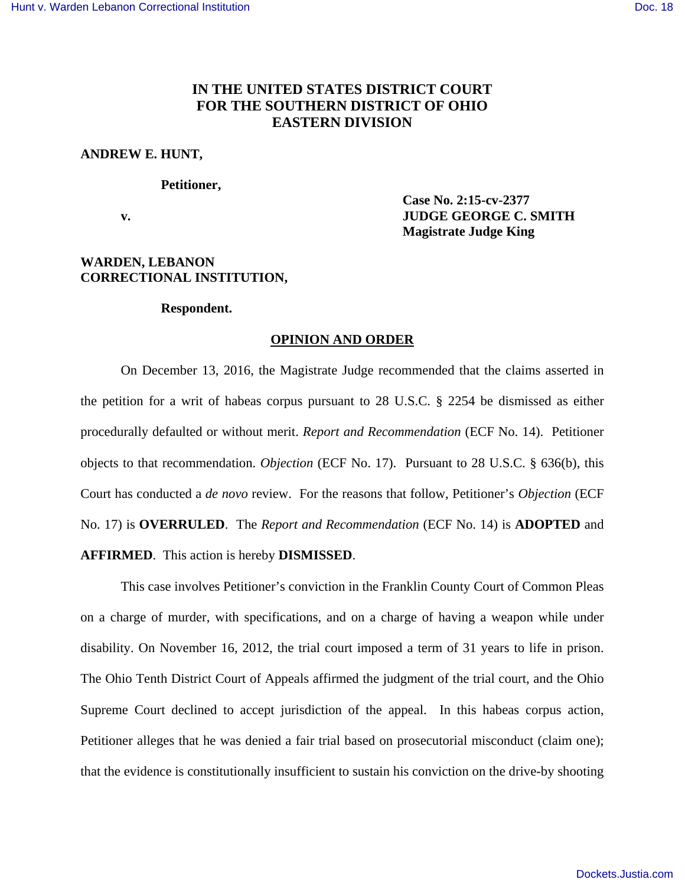**IN THE UNITED STATES DISTRICT COURT**
**FOR THE SOUTHERN DISTRICT OF OHIO**
**EASTERN DIVISION**

**ANDREW E. HUNT,**

**Petitioner,**

**v.**

**Case No. 2:15-cv-2377**
**JUDGE GEORGE C. SMITH**
**Magistrate Judge King**

**WARDEN, LEBANON CORRECTIONAL INSTITUTION,**

**Respondent.**

## OPINION AND ORDER

On December 13, 2016, the Magistrate Judge recommended that the claims asserted in the petition for a writ of habeas corpus pursuant to 28 U.S.C. § 2254 be dismissed as either procedurally defaulted or without merit. *Report and Recommendation* (ECF No. 14). Petitioner objects to that recommendation. *Objection* (ECF No. 17). Pursuant to 28 U.S.C. § 636(b), this Court has conducted a *de novo* review. For the reasons that follow, Petitioner's *Objection* (ECF No. 17) is **OVERRULED**. The *Report and Recommendation* (ECF No. 14) is **ADOPTED** and **AFFIRMED**. This action is hereby **DISMISSED**.

This case involves Petitioner's conviction in the Franklin County Court of Common Pleas on a charge of murder, with specifications, and on a charge of having a weapon while under disability. On November 16, 2012, the trial court imposed a term of 31 years to life in prison. The Ohio Tenth District Court of Appeals affirmed the judgment of the trial court, and the Ohio Supreme Court declined to accept jurisdiction of the appeal. In this habeas corpus action, Petitioner alleges that he was denied a fair trial based on prosecutorial misconduct (claim one); that the evidence is constitutionally insufficient to sustain his conviction on the drive-by shooting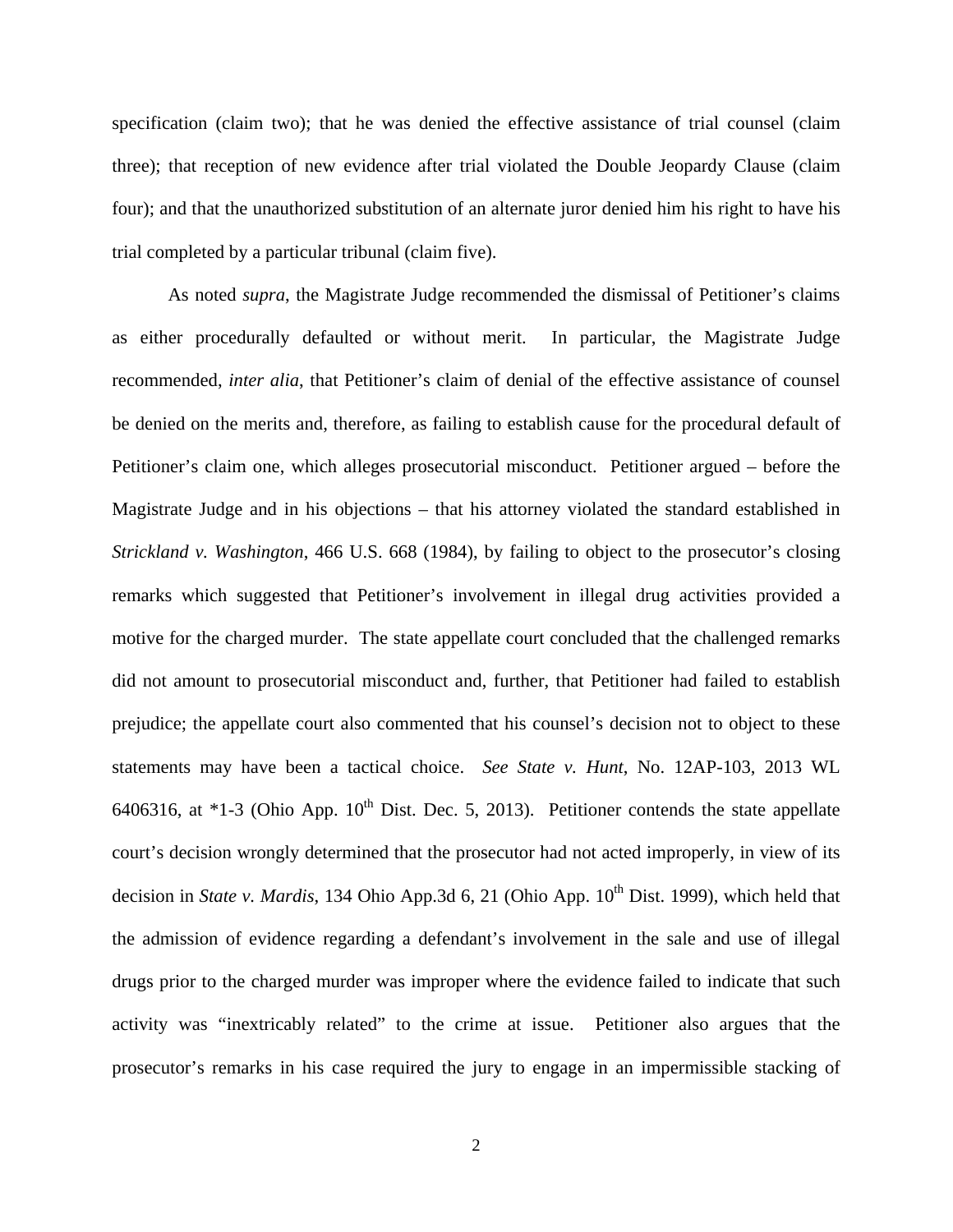specification (claim two); that he was denied the effective assistance of trial counsel (claim three); that reception of new evidence after trial violated the Double Jeopardy Clause (claim four); and that the unauthorized substitution of an alternate juror denied him his right to have his trial completed by a particular tribunal (claim five).

As noted *supra*, the Magistrate Judge recommended the dismissal of Petitioner's claims as either procedurally defaulted or without merit. In particular, the Magistrate Judge recommended, *inter alia*, that Petitioner's claim of denial of the effective assistance of counsel be denied on the merits and, therefore, as failing to establish cause for the procedural default of Petitioner's claim one, which alleges prosecutorial misconduct. Petitioner argued – before the Magistrate Judge and in his objections – that his attorney violated the standard established in *Strickland v. Washington*, 466 U.S. 668 (1984), by failing to object to the prosecutor's closing remarks which suggested that Petitioner's involvement in illegal drug activities provided a motive for the charged murder. The state appellate court concluded that the challenged remarks did not amount to prosecutorial misconduct and, further, that Petitioner had failed to establish prejudice; the appellate court also commented that his counsel's decision not to object to these statements may have been a tactical choice. *See State v. Hunt*, No. 12AP-103, 2013 WL 6406316, at *1-3 (Ohio App. 10th Dist. Dec. 5, 2013). Petitioner contends the state appellate court's decision wrongly determined that the prosecutor had not acted improperly, in view of its decision in *State v. Mardis*, 134 Ohio App.3d 6, 21 (Ohio App. 10th Dist. 1999), which held that the admission of evidence regarding a defendant's involvement in the sale and use of illegal drugs prior to the charged murder was improper where the evidence failed to indicate that such activity was "inextricably related" to the crime at issue. Petitioner also argues that the prosecutor's remarks in his case required the jury to engage in an impermissible stacking of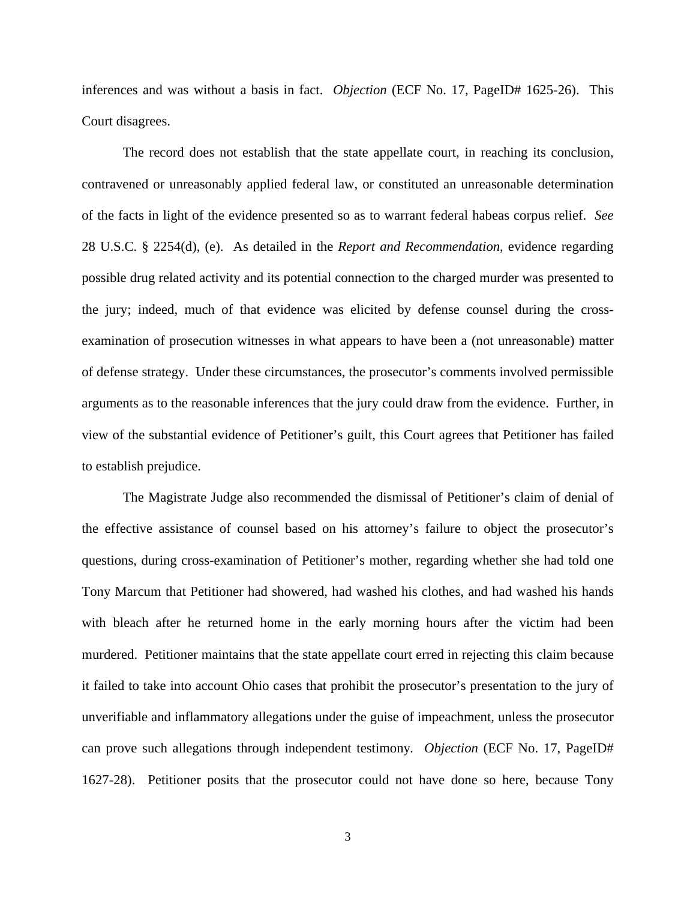inferences and was without a basis in fact. *Objection* (ECF No. 17, PageID# 1625-26). This Court disagrees.

The record does not establish that the state appellate court, in reaching its conclusion, contravened or unreasonably applied federal law, or constituted an unreasonable determination of the facts in light of the evidence presented so as to warrant federal habeas corpus relief. *See* 28 U.S.C. § 2254(d), (e). As detailed in the *Report and Recommendation*, evidence regarding possible drug related activity and its potential connection to the charged murder was presented to the jury; indeed, much of that evidence was elicited by defense counsel during the cross-examination of prosecution witnesses in what appears to have been a (not unreasonable) matter of defense strategy. Under these circumstances, the prosecutor's comments involved permissible arguments as to the reasonable inferences that the jury could draw from the evidence. Further, in view of the substantial evidence of Petitioner's guilt, this Court agrees that Petitioner has failed to establish prejudice.

The Magistrate Judge also recommended the dismissal of Petitioner's claim of denial of the effective assistance of counsel based on his attorney's failure to object the prosecutor's questions, during cross-examination of Petitioner's mother, regarding whether she had told one Tony Marcum that Petitioner had showered, had washed his clothes, and had washed his hands with bleach after he returned home in the early morning hours after the victim had been murdered. Petitioner maintains that the state appellate court erred in rejecting this claim because it failed to take into account Ohio cases that prohibit the prosecutor's presentation to the jury of unverifiable and inflammatory allegations under the guise of impeachment, unless the prosecutor can prove such allegations through independent testimony. *Objection* (ECF No. 17, PageID# 1627-28). Petitioner posits that the prosecutor could not have done so here, because Tony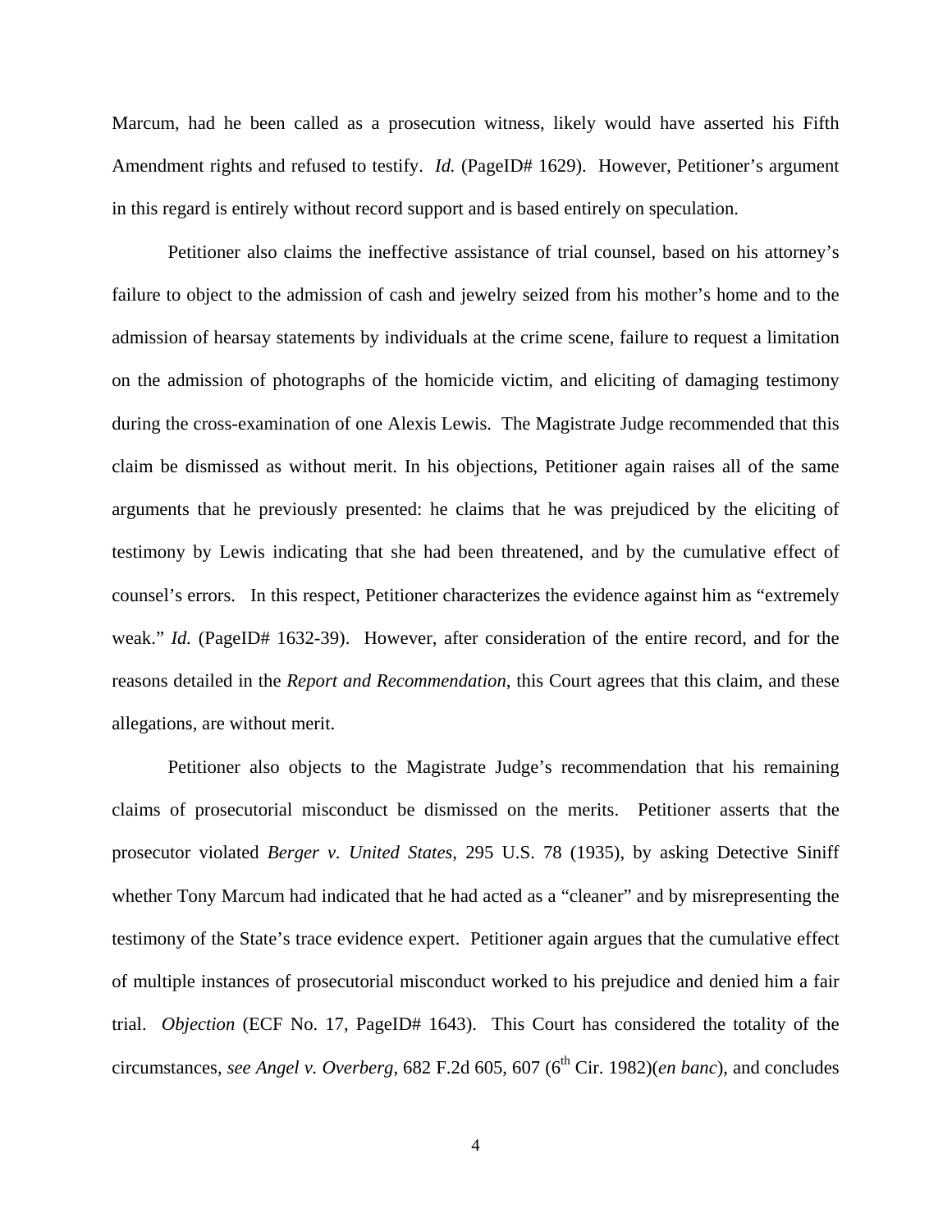Marcum, had he been called as a prosecution witness, likely would have asserted his Fifth Amendment rights and refused to testify. *Id.* (PageID# 1629). However, Petitioner's argument in this regard is entirely without record support and is based entirely on speculation.

Petitioner also claims the ineffective assistance of trial counsel, based on his attorney's failure to object to the admission of cash and jewelry seized from his mother's home and to the admission of hearsay statements by individuals at the crime scene, failure to request a limitation on the admission of photographs of the homicide victim, and eliciting of damaging testimony during the cross-examination of one Alexis Lewis. The Magistrate Judge recommended that this claim be dismissed as without merit. In his objections, Petitioner again raises all of the same arguments that he previously presented: he claims that he was prejudiced by the eliciting of testimony by Lewis indicating that she had been threatened, and by the cumulative effect of counsel's errors. In this respect, Petitioner characterizes the evidence against him as "extremely weak." *Id.* (PageID# 1632-39). However, after consideration of the entire record, and for the reasons detailed in the *Report and Recommendation*, this Court agrees that this claim, and these allegations, are without merit.

Petitioner also objects to the Magistrate Judge's recommendation that his remaining claims of prosecutorial misconduct be dismissed on the merits. Petitioner asserts that the prosecutor violated *Berger v. United States*, 295 U.S. 78 (1935), by asking Detective Siniff whether Tony Marcum had indicated that he had acted as a "cleaner" and by misrepresenting the testimony of the State's trace evidence expert. Petitioner again argues that the cumulative effect of multiple instances of prosecutorial misconduct worked to his prejudice and denied him a fair trial. *Objection* (ECF No. 17, PageID# 1643). This Court has considered the totality of the circumstances, *see Angel v. Overberg*, 682 F.2d 605, 607 (6th Cir. 1982)(*en banc*), and concludes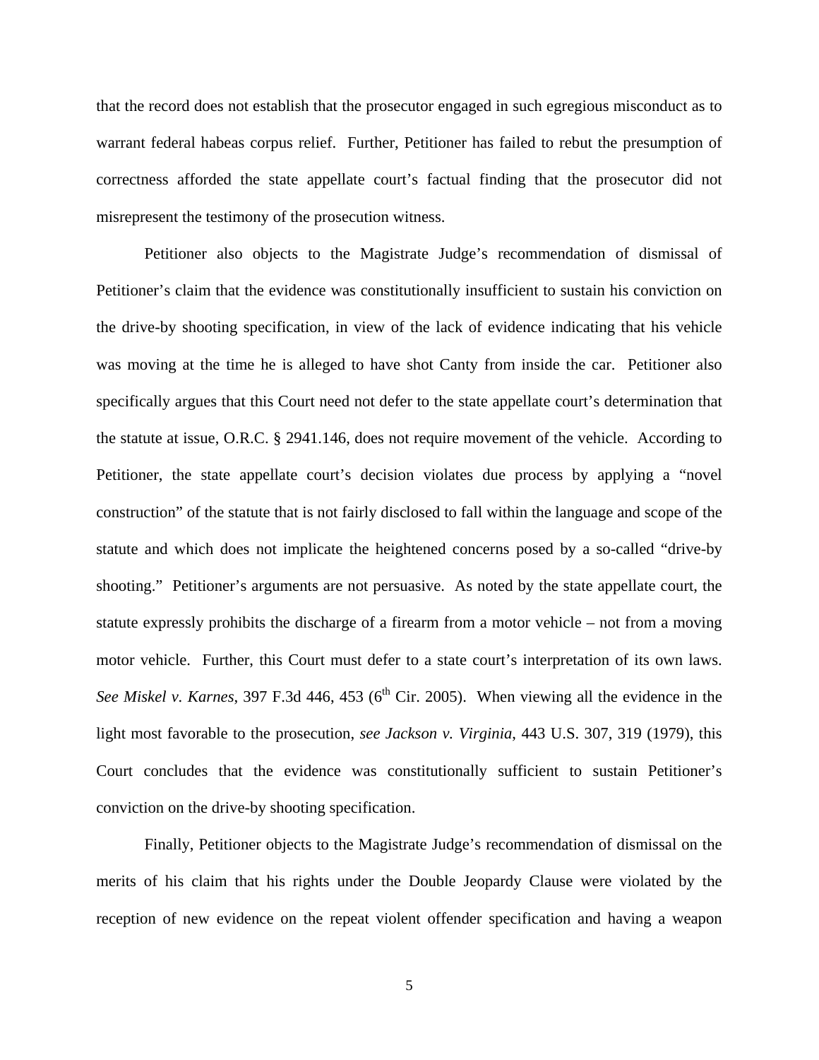that the record does not establish that the prosecutor engaged in such egregious misconduct as to warrant federal habeas corpus relief. Further, Petitioner has failed to rebut the presumption of correctness afforded the state appellate court's factual finding that the prosecutor did not misrepresent the testimony of the prosecution witness.

Petitioner also objects to the Magistrate Judge's recommendation of dismissal of Petitioner's claim that the evidence was constitutionally insufficient to sustain his conviction on the drive-by shooting specification, in view of the lack of evidence indicating that his vehicle was moving at the time he is alleged to have shot Canty from inside the car. Petitioner also specifically argues that this Court need not defer to the state appellate court's determination that the statute at issue, O.R.C. § 2941.146, does not require movement of the vehicle. According to Petitioner, the state appellate court's decision violates due process by applying a "novel construction" of the statute that is not fairly disclosed to fall within the language and scope of the statute and which does not implicate the heightened concerns posed by a so-called "drive-by shooting." Petitioner's arguments are not persuasive. As noted by the state appellate court, the statute expressly prohibits the discharge of a firearm from a motor vehicle – not from a moving motor vehicle. Further, this Court must defer to a state court's interpretation of its own laws. *See Miskel v. Karnes*, 397 F.3d 446, 453 (6th Cir. 2005). When viewing all the evidence in the light most favorable to the prosecution, *see Jackson v. Virginia*, 443 U.S. 307, 319 (1979), this Court concludes that the evidence was constitutionally sufficient to sustain Petitioner's conviction on the drive-by shooting specification.

Finally, Petitioner objects to the Magistrate Judge's recommendation of dismissal on the merits of his claim that his rights under the Double Jeopardy Clause were violated by the reception of new evidence on the repeat violent offender specification and having a weapon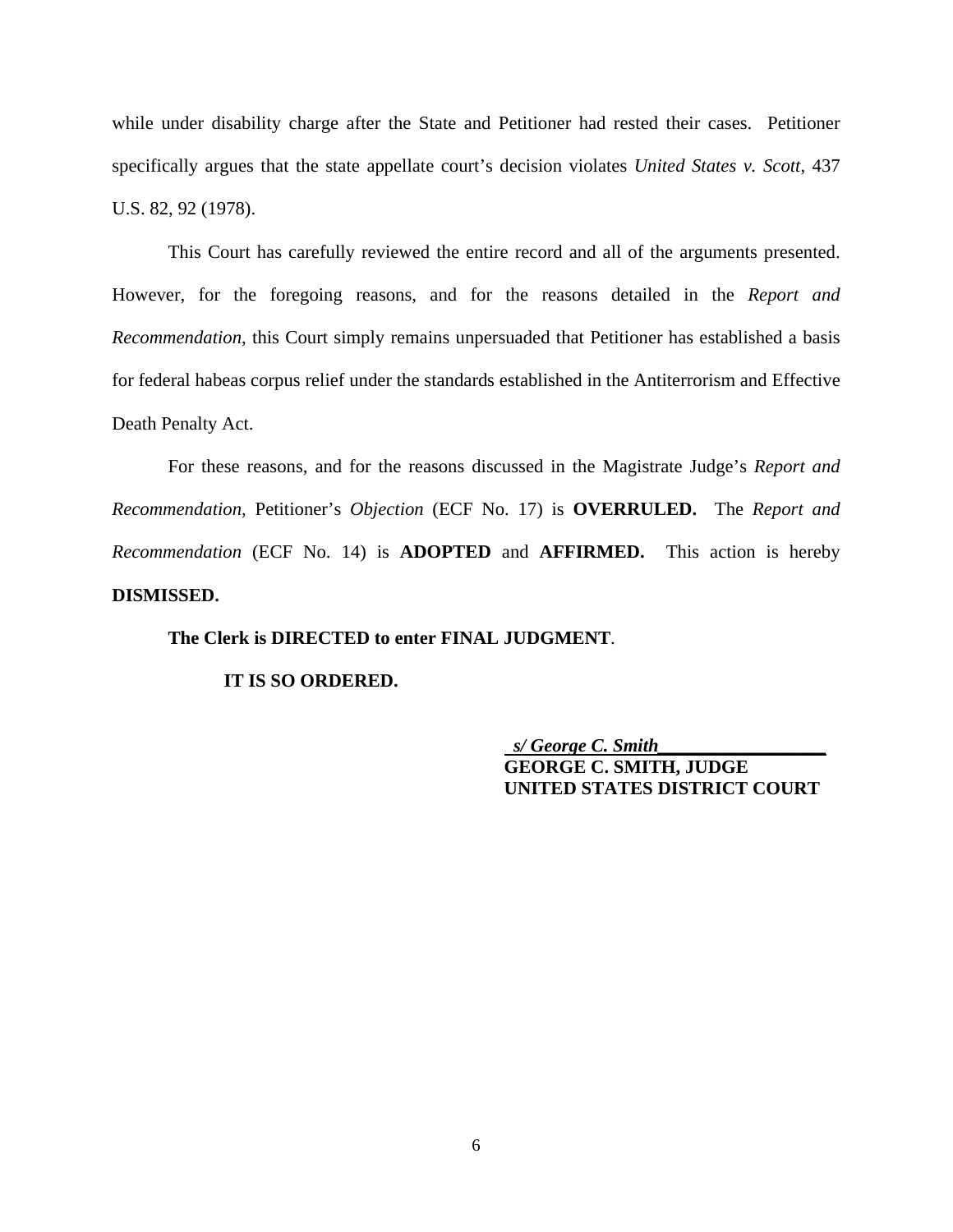while under disability charge after the State and Petitioner had rested their cases. Petitioner specifically argues that the state appellate court's decision violates *United States v. Scott*, 437 U.S. 82, 92 (1978).

This Court has carefully reviewed the entire record and all of the arguments presented. However, for the foregoing reasons, and for the reasons detailed in the *Report and Recommendation*, this Court simply remains unpersuaded that Petitioner has established a basis for federal habeas corpus relief under the standards established in the Antiterrorism and Effective Death Penalty Act.

For these reasons, and for the reasons discussed in the Magistrate Judge's *Report and Recommendation*, Petitioner's *Objection* (ECF No. 17) is **OVERRULED.** The *Report and Recommendation* (ECF No. 14) is **ADOPTED** and **AFFIRMED.** This action is hereby **DISMISSED.**

**The Clerk is DIRECTED to enter FINAL JUDGMENT**.

**IT IS SO ORDERED.**

***s/ George C. Smith***
**GEORGE C. SMITH, JUDGE**
**UNITED STATES DISTRICT COURT**